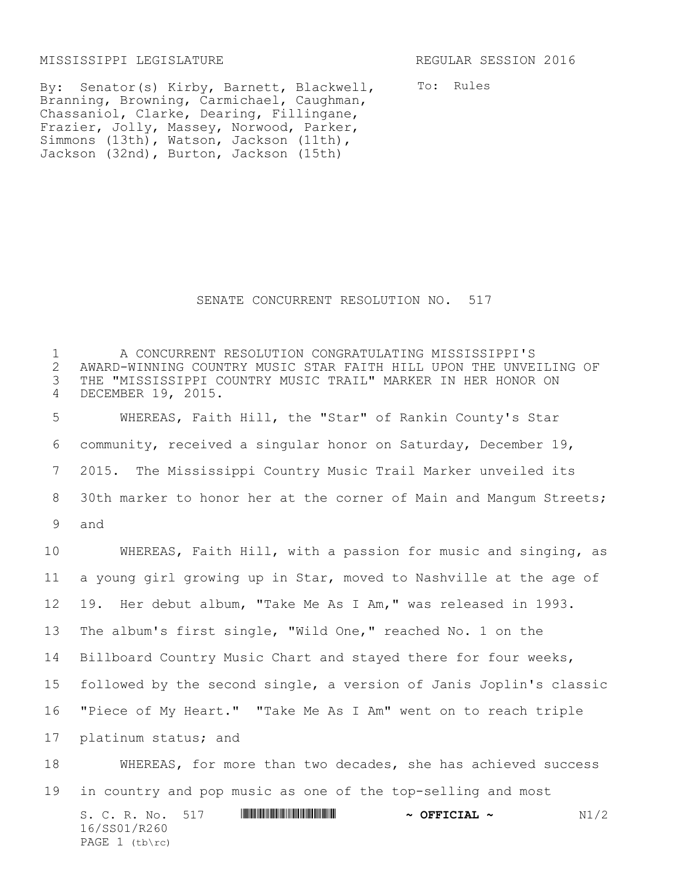MISSISSIPPI LEGISLATURE REGULAR SESSION 2016

By: Senator(s) Kirby, Barnett, Blackwell, Branning, Browning, Carmichael, Caughman, Chassaniol, Clarke, Dearing, Fillingane, Frazier, Jolly, Massey, Norwood, Parker, Simmons (13th), Watson, Jackson (11th), Jackson (32nd), Burton, Jackson (15th)

To: Rules

# SENATE CONCURRENT RESOLUTION NO. 517

A CONCURRENT RESOLUTION CONGRATULATING MISSISSIPPI'S AWARD-WINNING COUNTRY MUSIC STAR FAITH HILL UPON THE UNVEILING OF THE "MISSISSIPPI COUNTRY MUSIC TRAIL" MARKER IN HER HONOR ON DECEMBER 19, 2015.

WHEREAS, Faith Hill, the "Star" of Rankin County's Star community, received a singular honor on Saturday, December 19, 2015. The Mississippi Country Music Trail Marker unveiled its 30th marker to honor her at the corner of Main and Mangum Streets; and

WHEREAS, Faith Hill, with a passion for music and singing, as a young girl growing up in Star, moved to Nashville at the age of 19. Her debut album, "Take Me As I Am," was released in 1993. The album's first single, "Wild One," reached No. 1 on the Billboard Country Music Chart and stayed there for four weeks, followed by the second single, a version of Janis Joplin's classic "Piece of My Heart." "Take Me As I Am" went on to reach triple platinum status; and

WHEREAS, for more than two decades, she has achieved success in country and pop music as one of the top-selling and most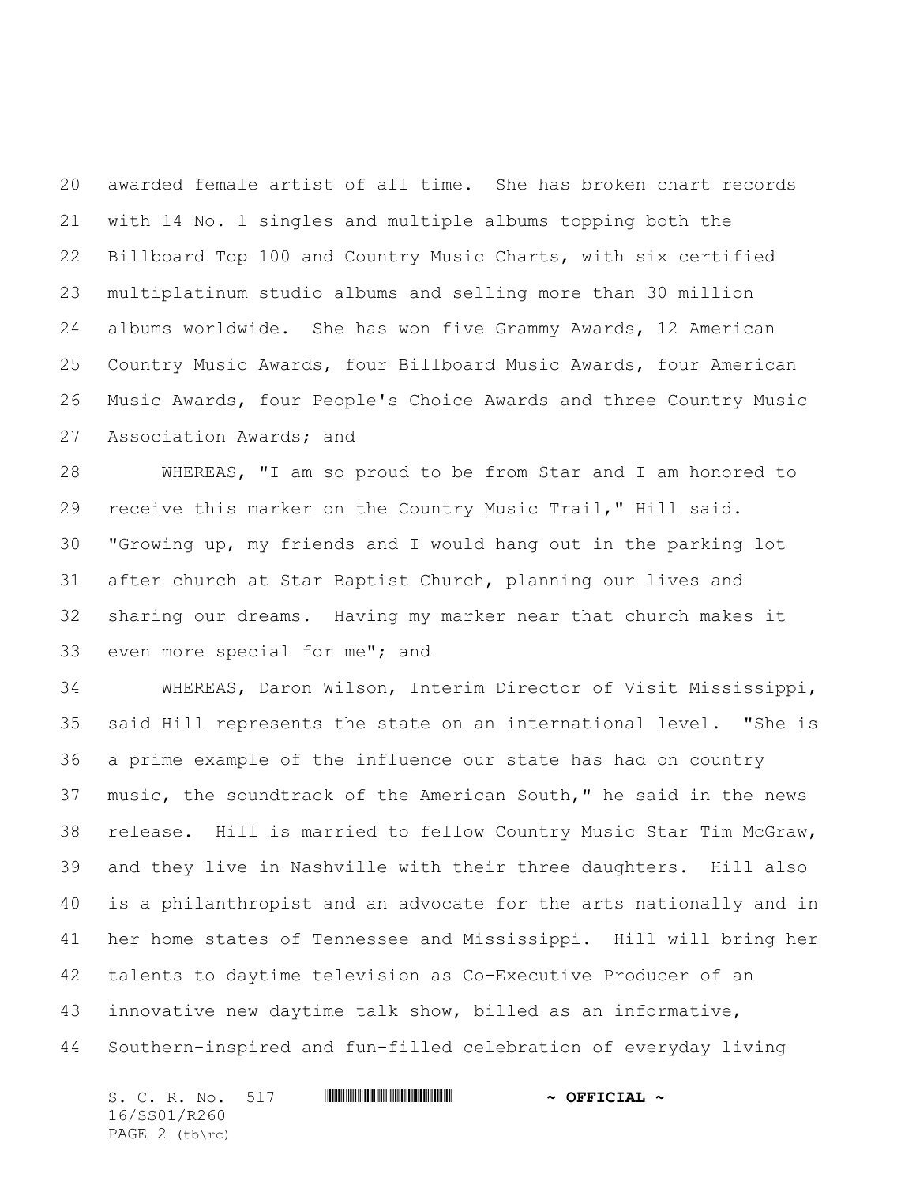awarded female artist of all time. She has broken chart records with 14 No. 1 singles and multiple albums topping both the Billboard Top 100 and Country Music Charts, with six certified multiplatinum studio albums and selling more than 30 million albums worldwide. She has won five Grammy Awards, 12 American Country Music Awards, four Billboard Music Awards, four American Music Awards, four People's Choice Awards and three Country Music Association Awards; and

WHEREAS, "I am so proud to be from Star and I am honored to receive this marker on the Country Music Trail," Hill said. "Growing up, my friends and I would hang out in the parking lot after church at Star Baptist Church, planning our lives and sharing our dreams. Having my marker near that church makes it even more special for me"; and

WHEREAS, Daron Wilson, Interim Director of Visit Mississippi, said Hill represents the state on an international level. "She is a prime example of the influence our state has had on country music, the soundtrack of the American South," he said in the news release. Hill is married to fellow Country Music Star Tim McGraw, and they live in Nashville with their three daughters. Hill also is a philanthropist and an advocate for the arts nationally and in her home states of Tennessee and Mississippi. Hill will bring her talents to daytime television as Co-Executive Producer of an innovative new daytime talk show, billed as an informative, Southern-inspired and fun-filled celebration of everyday living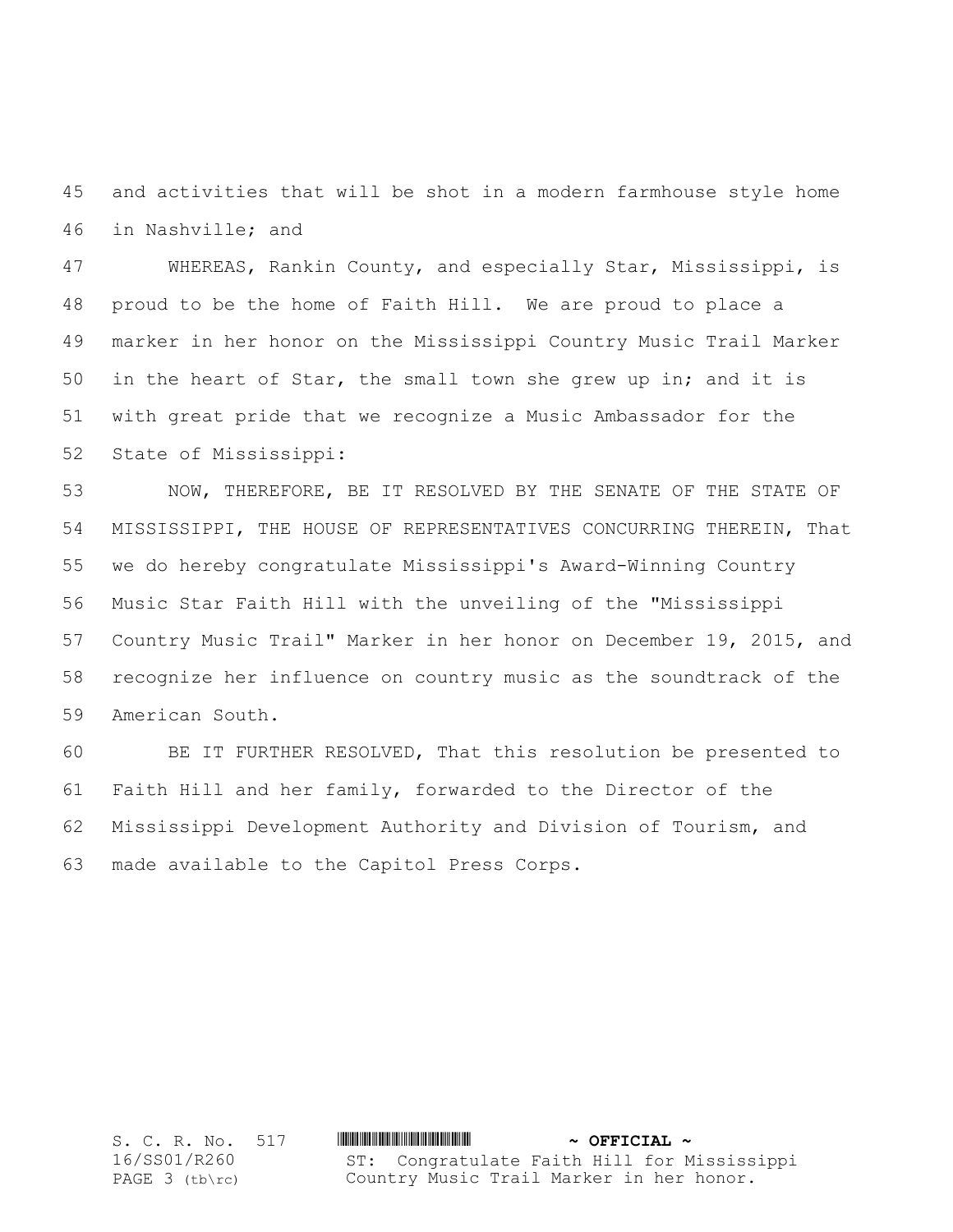and activities that will be shot in a modern farmhouse style home in Nashville; and

WHEREAS, Rankin County, and especially Star, Mississippi, is proud to be the home of Faith Hill. We are proud to place a marker in her honor on the Mississippi Country Music Trail Marker in the heart of Star, the small town she grew up in; and it is with great pride that we recognize a Music Ambassador for the State of Mississippi:

NOW, THEREFORE, BE IT RESOLVED BY THE SENATE OF THE STATE OF MISSISSIPPI, THE HOUSE OF REPRESENTATIVES CONCURRING THEREIN, That we do hereby congratulate Mississippi's Award-Winning Country Music Star Faith Hill with the unveiling of the "Mississippi Country Music Trail" Marker in her honor on December 19, 2015, and recognize her influence on country music as the soundtrack of the American South.

BE IT FURTHER RESOLVED, That this resolution be presented to Faith Hill and her family, forwarded to the Director of the Mississippi Development Authority and Division of Tourism, and made available to the Capitol Press Corps.